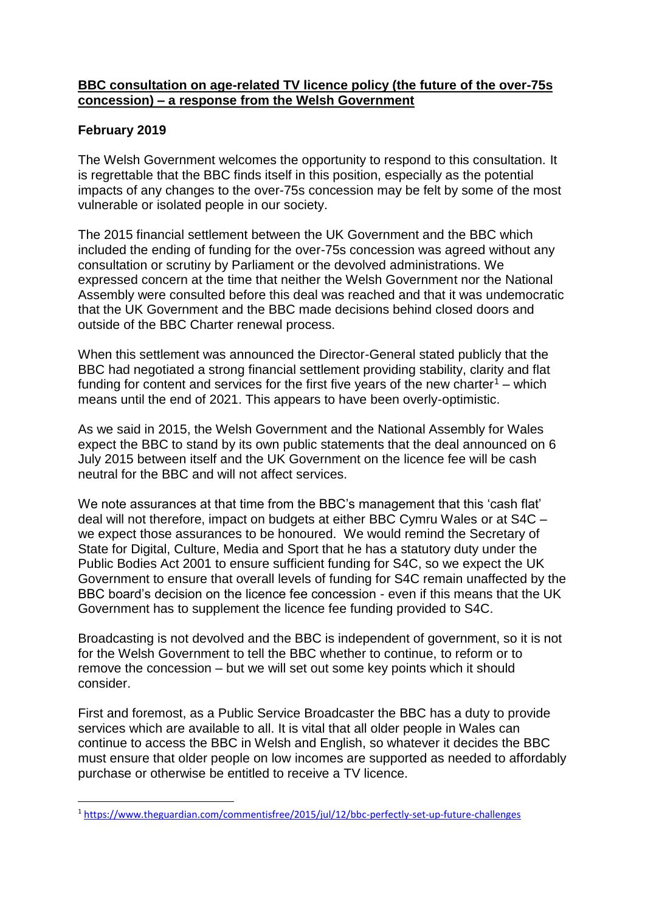**BBC consultation on age-related TV licence policy (the future of the over-75s concession) – a response from the Welsh Government**

**February 2019**

The Welsh Government welcomes the opportunity to respond to this consultation. It is regrettable that the BBC finds itself in this position, especially as the potential impacts of any changes to the over-75s concession may be felt by some of the most vulnerable or isolated people in our society.

The 2015 financial settlement between the UK Government and the BBC which included the ending of funding for the over-75s concession was agreed without any consultation or scrutiny by Parliament or the devolved administrations. We expressed concern at the time that neither the Welsh Government nor the National Assembly were consulted before this deal was reached and that it was undemocratic that the UK Government and the BBC made decisions behind closed doors and outside of the BBC Charter renewal process.

When this settlement was announced the Director-General stated publicly that the BBC had negotiated a strong financial settlement providing stability, clarity and flat funding for content and services for the first five years of the new charter[1] – which means until the end of 2021. This appears to have been overly-optimistic.

As we said in 2015, the Welsh Government and the National Assembly for Wales expect the BBC to stand by its own public statements that the deal announced on 6 July 2015 between itself and the UK Government on the licence fee will be cash neutral for the BBC and will not affect services.

We note assurances at that time from the BBC's management that this 'cash flat' deal will not therefore, impact on budgets at either BBC Cymru Wales or at S4C – we expect those assurances to be honoured. We would remind the Secretary of State for Digital, Culture, Media and Sport that he has a statutory duty under the Public Bodies Act 2001 to ensure sufficient funding for S4C, so we expect the UK Government to ensure that overall levels of funding for S4C remain unaffected by the BBC board's decision on the licence fee concession - even if this means that the UK Government has to supplement the licence fee funding provided to S4C.

Broadcasting is not devolved and the BBC is independent of government, so it is not for the Welsh Government to tell the BBC whether to continue, to reform or to remove the concession – but we will set out some key points which it should consider.

First and foremost, as a Public Service Broadcaster the BBC has a duty to provide services which are available to all. It is vital that all older people in Wales can continue to access the BBC in Welsh and English, so whatever it decides the BBC must ensure that older people on low incomes are supported as needed to affordably purchase or otherwise be entitled to receive a TV licence.

---

[1] https://www.theguardian.com/commentisfree/2015/jul/12/bbc-perfectly-set-up-future-challenges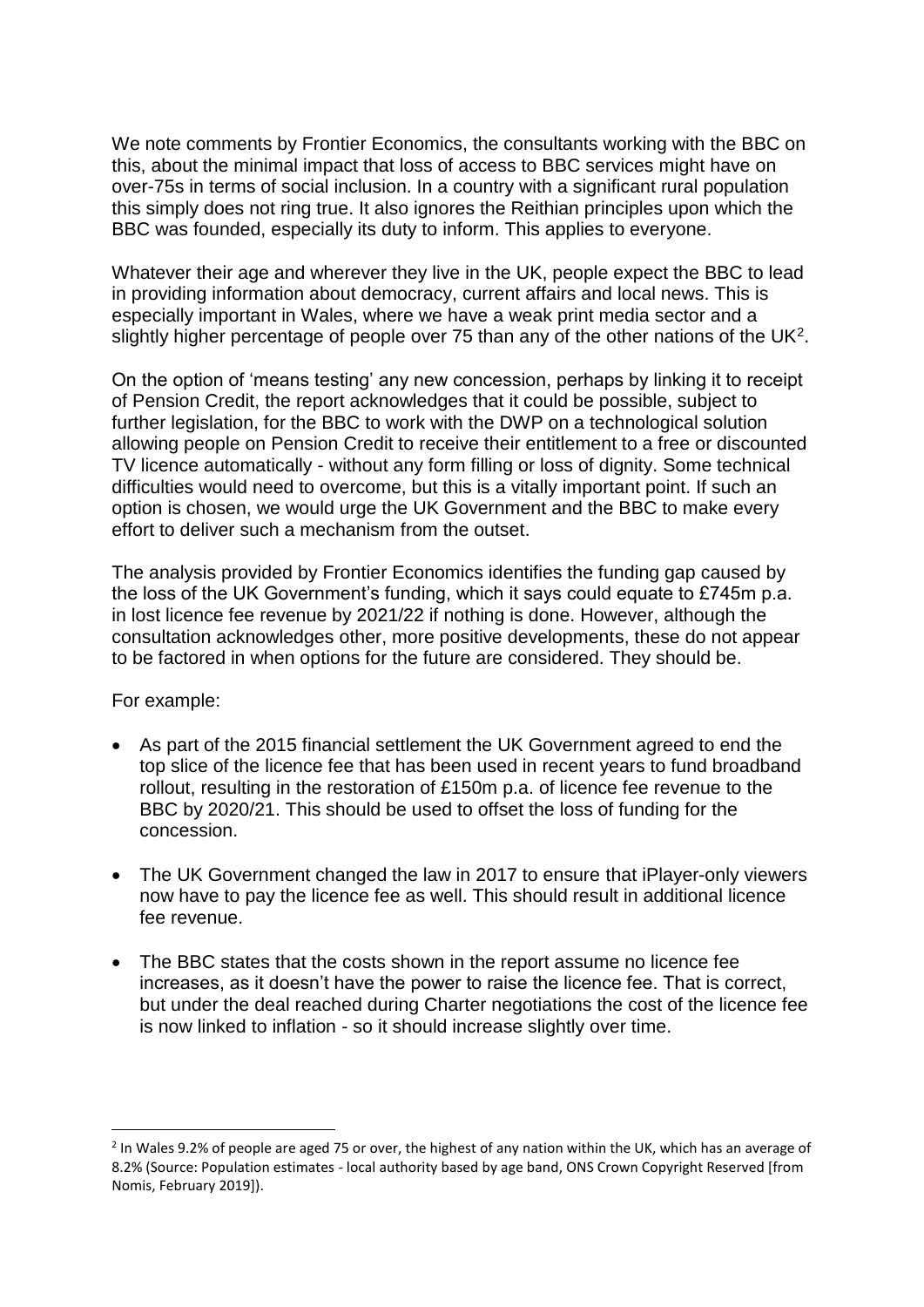We note comments by Frontier Economics, the consultants working with the BBC on this, about the minimal impact that loss of access to BBC services might have on over-75s in terms of social inclusion. In a country with a significant rural population this simply does not ring true. It also ignores the Reithian principles upon which the BBC was founded, especially its duty to inform. This applies to everyone.

Whatever their age and wherever they live in the UK, people expect the BBC to lead in providing information about democracy, current affairs and local news. This is especially important in Wales, where we have a weak print media sector and a slightly higher percentage of people over 75 than any of the other nations of the UK[2].

On the option of 'means testing' any new concession, perhaps by linking it to receipt of Pension Credit, the report acknowledges that it could be possible, subject to further legislation, for the BBC to work with the DWP on a technological solution allowing people on Pension Credit to receive their entitlement to a free or discounted TV licence automatically - without any form filling or loss of dignity. Some technical difficulties would need to overcome, but this is a vitally important point. If such an option is chosen, we would urge the UK Government and the BBC to make every effort to deliver such a mechanism from the outset.

The analysis provided by Frontier Economics identifies the funding gap caused by the loss of the UK Government's funding, which it says could equate to £745m p.a. in lost licence fee revenue by 2021/22 if nothing is done. However, although the consultation acknowledges other, more positive developments, these do not appear to be factored in when options for the future are considered. They should be.

For example:

- As part of the 2015 financial settlement the UK Government agreed to end the top slice of the licence fee that has been used in recent years to fund broadband rollout, resulting in the restoration of £150m p.a. of licence fee revenue to the BBC by 2020/21. This should be used to offset the loss of funding for the concession.
- The UK Government changed the law in 2017 to ensure that iPlayer-only viewers now have to pay the licence fee as well. This should result in additional licence fee revenue.
- The BBC states that the costs shown in the report assume no licence fee increases, as it doesn't have the power to raise the licence fee. That is correct, but under the deal reached during Charter negotiations the cost of the licence fee is now linked to inflation - so it should increase slightly over time.

[2] In Wales 9.2% of people are aged 75 or over, the highest of any nation within the UK, which has an average of 8.2% (Source: Population estimates - local authority based by age band, ONS Crown Copyright Reserved [from Nomis, February 2019]).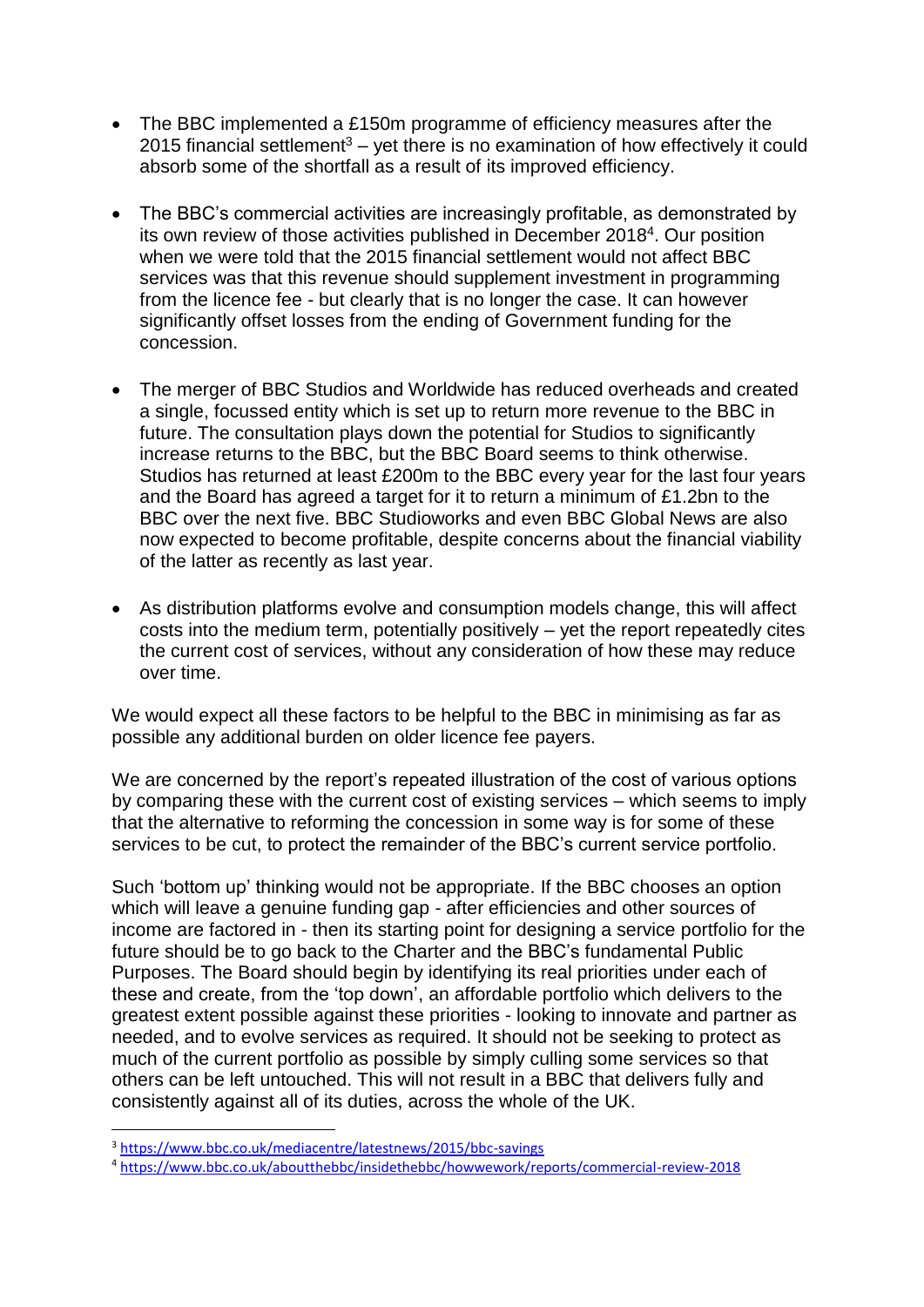- The BBC implemented a £150m programme of efficiency measures after the 2015 financial settlement[3] – yet there is no examination of how effectively it could absorb some of the shortfall as a result of its improved efficiency.

- The BBC's commercial activities are increasingly profitable, as demonstrated by its own review of those activities published in December 2018[4]. Our position when we were told that the 2015 financial settlement would not affect BBC services was that this revenue should supplement investment in programming from the licence fee - but clearly that is no longer the case. It can however significantly offset losses from the ending of Government funding for the concession.

- The merger of BBC Studios and Worldwide has reduced overheads and created a single, focussed entity which is set up to return more revenue to the BBC in future. The consultation plays down the potential for Studios to significantly increase returns to the BBC, but the BBC Board seems to think otherwise. Studios has returned at least £200m to the BBC every year for the last four years and the Board has agreed a target for it to return a minimum of £1.2bn to the BBC over the next five. BBC Studioworks and even BBC Global News are also now expected to become profitable, despite concerns about the financial viability of the latter as recently as last year.

- As distribution platforms evolve and consumption models change, this will affect costs into the medium term, potentially positively – yet the report repeatedly cites the current cost of services, without any consideration of how these may reduce over time.

We would expect all these factors to be helpful to the BBC in minimising as far as possible any additional burden on older licence fee payers.

We are concerned by the report's repeated illustration of the cost of various options by comparing these with the current cost of existing services – which seems to imply that the alternative to reforming the concession in some way is for some of these services to be cut, to protect the remainder of the BBC's current service portfolio.

Such 'bottom up' thinking would not be appropriate. If the BBC chooses an option which will leave a genuine funding gap - after efficiencies and other sources of income are factored in - then its starting point for designing a service portfolio for the future should be to go back to the Charter and the BBC's fundamental Public Purposes. The Board should begin by identifying its real priorities under each of these and create, from the 'top down', an affordable portfolio which delivers to the greatest extent possible against these priorities - looking to innovate and partner as needed, and to evolve services as required. It should not be seeking to protect as much of the current portfolio as possible by simply culling some services so that others can be left untouched. This will not result in a BBC that delivers fully and consistently against all of its duties, across the whole of the UK.

---

[3] https://www.bbc.co.uk/mediacentre/latestnews/2015/bbc-savings

[4] https://www.bbc.co.uk/aboutthebbc/insidethebbc/howwework/reports/commercial-review-2018